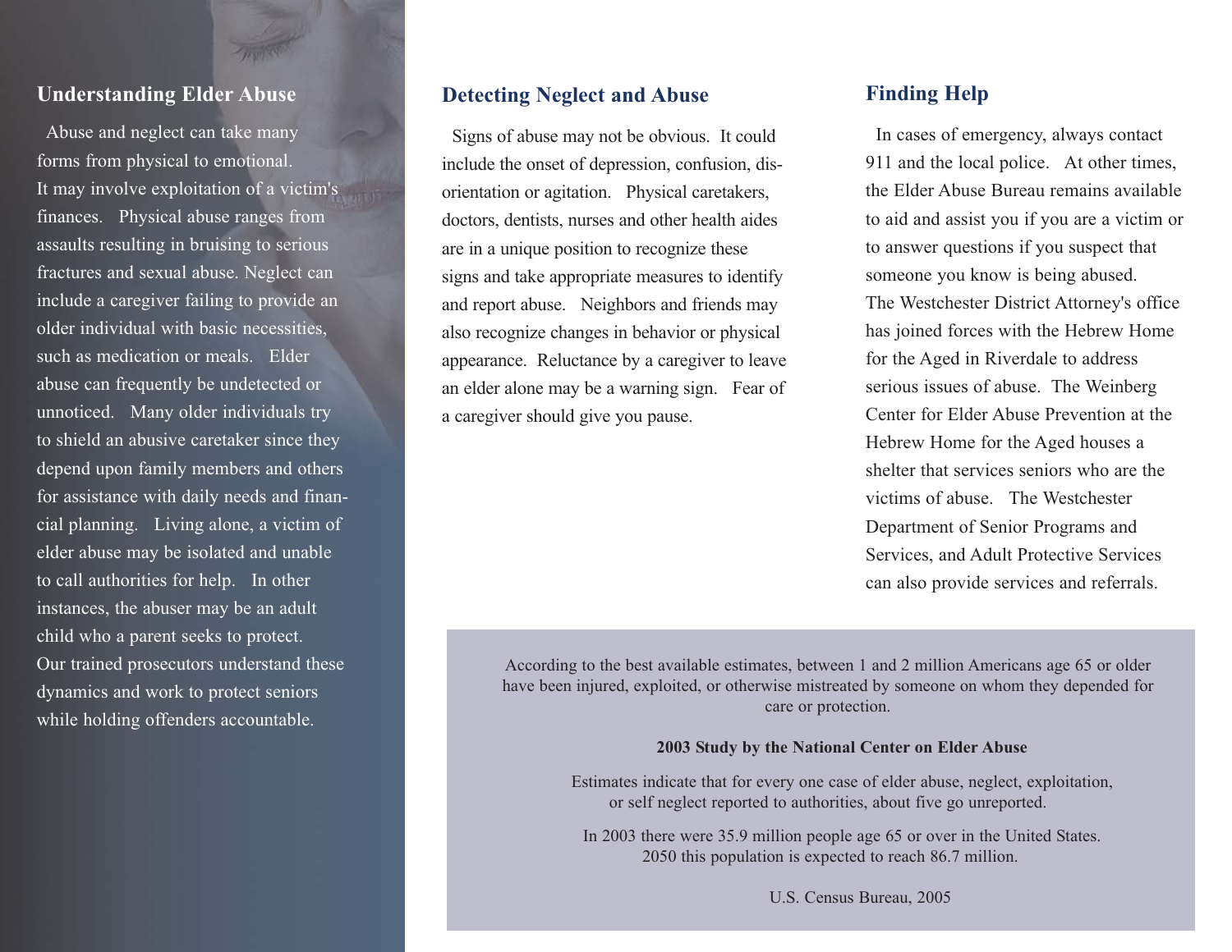## Understanding Elder Abuse

Abuse and neglect can take many forms from physical to emotional. It may involve exploitation of a victim's finances. Physical abuse ranges from assaults resulting in bruising to serious fractures and sexual abuse. Neglect can include a caregiver failing to provide an older individual with basic necessities, such as medication or meals. Elder abuse can frequently be undetected or unnoticed. Many older individuals try to shield an abusive caretaker since they depend upon family members and others for assistance with daily needs and financial planning. Living alone, a victim of elder abuse may be isolated and unable to call authorities for help. In other instances, the abuser may be an adult child who a parent seeks to protect. Our trained prosecutors understand these dynamics and work to protect seniors while holding offenders accountable.

## Detecting Neglect and Abuse

Signs of abuse may not be obvious. It could include the onset of depression, confusion, disorientation or agitation. Physical caretakers, doctors, dentists, nurses and other health aides are in a unique position to recognize these signs and take appropriate measures to identify and report abuse. Neighbors and friends may also recognize changes in behavior or physical appearance. Reluctance by a caregiver to leave an elder alone may be a warning sign. Fear of a caregiver should give you pause.

## Finding Help

In cases of emergency, always contact 911 and the local police. At other times, the Elder Abuse Bureau remains available to aid and assist you if you are a victim or to answer questions if you suspect that someone you know is being abused. The Westchester District Attorney's office has joined forces with the Hebrew Home for the Aged in Riverdale to address serious issues of abuse. The Weinberg Center for Elder Abuse Prevention at the Hebrew Home for the Aged houses a shelter that services seniors who are the victims of abuse. The Westchester Department of Senior Programs and Services, and Adult Protective Services can also provide services and referrals.

According to the best available estimates, between 1 and 2 million Americans age 65 or older have been injured, exploited, or otherwise mistreated by someone on whom they depended for care or protection.

**2003 Study by the National Center on Elder Abuse**

Estimates indicate that for every one case of elder abuse, neglect, exploitation, or self neglect reported to authorities, about five go unreported.

In 2003 there were 35.9 million people age 65 or over in the United States. 2050 this population is expected to reach 86.7 million.

U.S. Census Bureau, 2005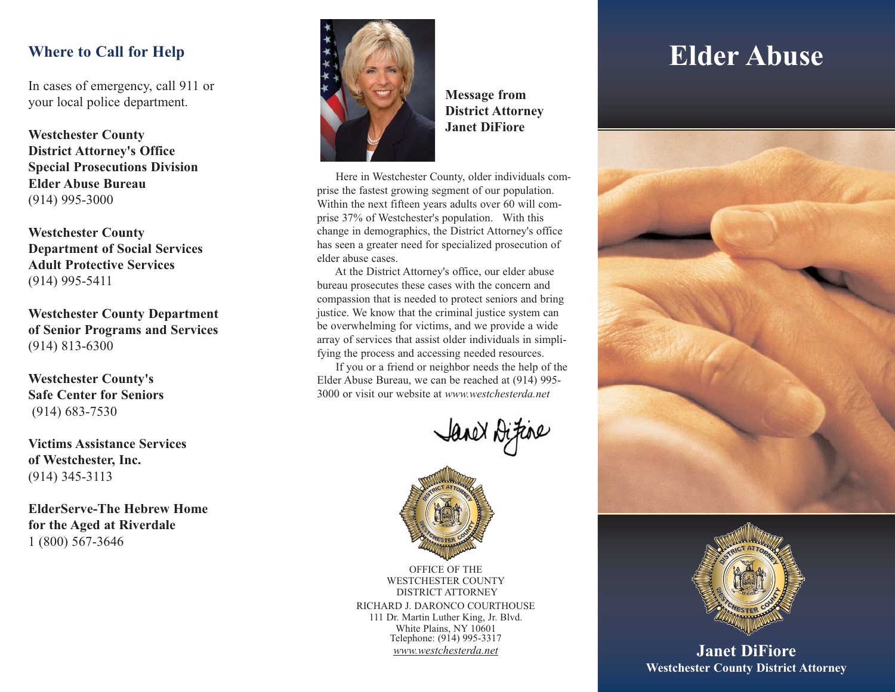## Where to Call for Help

In cases of emergency, call 911 or your local police department.

**Westchester County District Attorney's Office Special Prosecutions Division Elder Abuse Bureau**
(914) 995-3000

**Westchester County Department of Social Services Adult Protective Services**
(914) 995-5411

**Westchester County Department of Senior Programs and Services**
(914) 813-6300

**Westchester County's Safe Center for Seniors**
(914) 683-7530

**Victims Assistance Services of Westchester, Inc.**
(914) 345-3113

**ElderServe-The Hebrew Home for the Aged at Riverdale**
1 (800) 567-3646

**Message from District Attorney Janet DiFiore**

Here in Westchester County, older individuals comprise the fastest growing segment of our population. Within the next fifteen years adults over 60 will comprise 37% of Westchester's population. With this change in demographics, the District Attorney's office has seen a greater need for specialized prosecution of elder abuse cases.

At the District Attorney's office, our elder abuse bureau prosecutes these cases with the concern and compassion that is needed to protect seniors and bring justice. We know that the criminal justice system can be overwhelming for victims, and we provide a wide array of services that assist older individuals in simplifying the process and accessing needed resources.

If you or a friend or neighbor needs the help of the Elder Abuse Bureau, we can be reached at (914) 995-3000 or visit our website at *www.westchesterda.net*

Janet DiFiore

OFFICE OF THE
WESTCHESTER COUNTY
DISTRICT ATTORNEY
RICHARD J. DARONCO COURTHOUSE
111 Dr. Martin Luther King, Jr. Blvd.
White Plains, NY 10601
Telephone: (914) 995-3317
www.westchesterda.net

# Elder Abuse

**Janet DiFiore**
**Westchester County District Attorney**